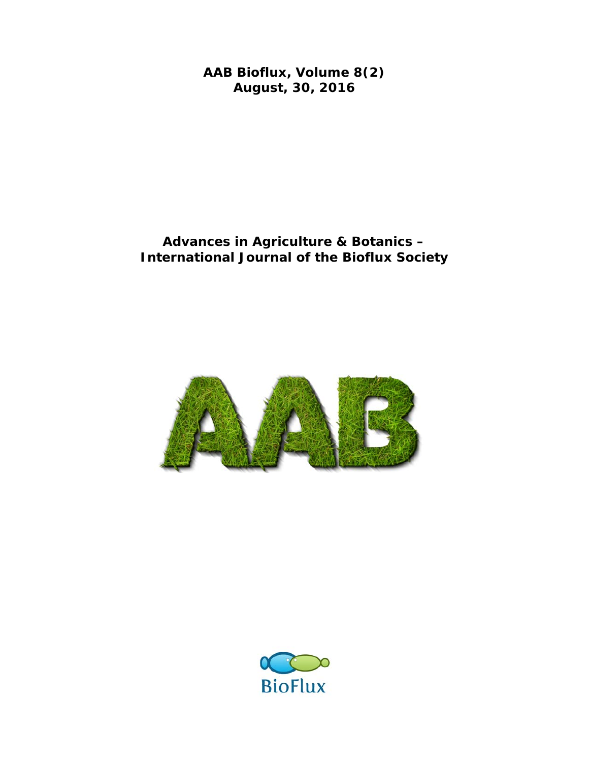**AAB Bioflux, Volume 8(2)**
**August, 30, 2016**

**Advances in Agriculture & Botanics –**
**International Journal of the Bioflux Society**

AAB

BioFlux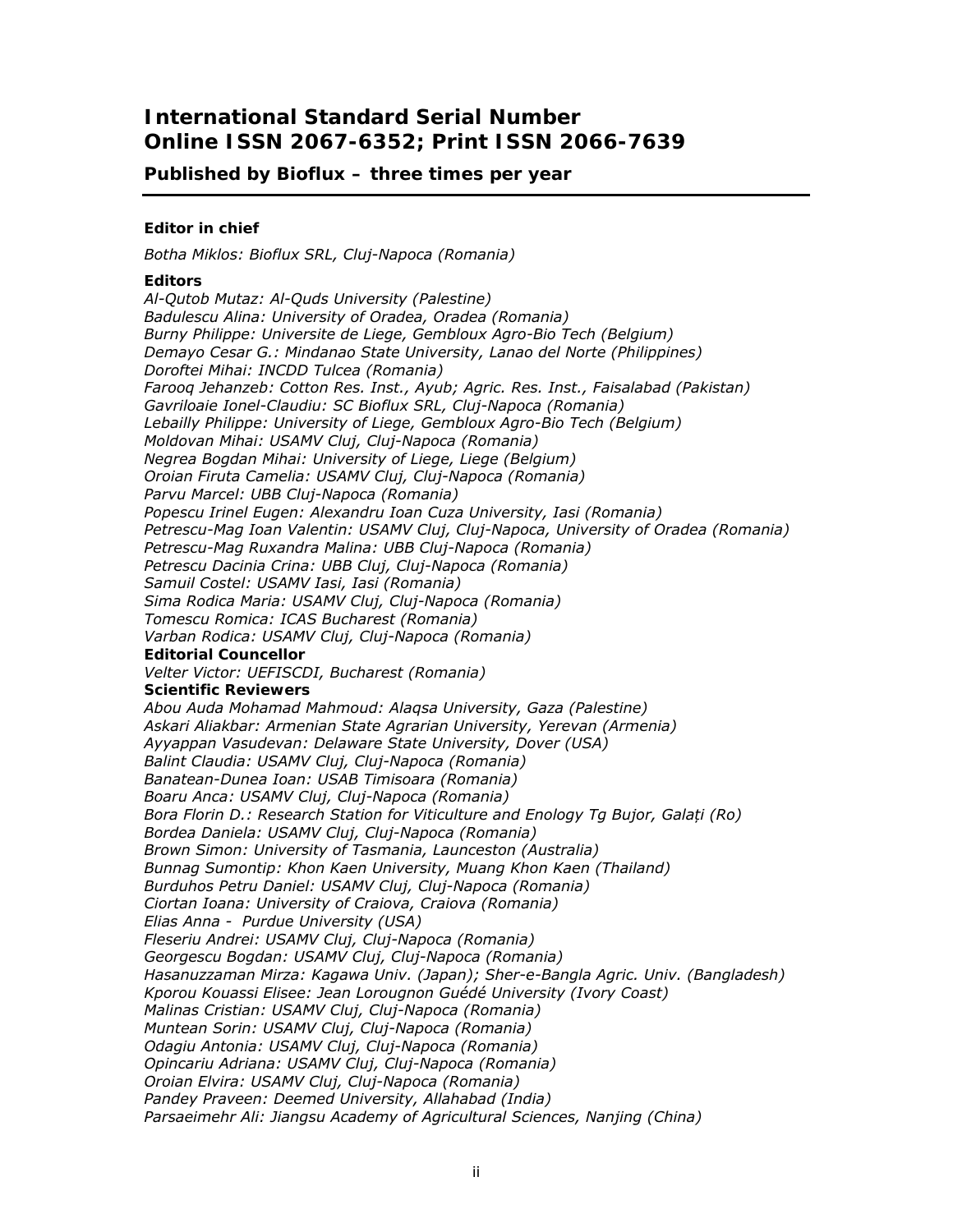# International Standard Serial Number
# Online ISSN 2067-6352; Print ISSN 2066-7639

### Published by Bioflux – three times per year

---

**Editor in chief**

*Botha Miklos: Bioflux SRL, Cluj-Napoca (Romania)*

**Editors**

*Al-Qutob Mutaz: Al-Quds University (Palestine)*
*Badulescu Alina: University of Oradea, Oradea (Romania)*
*Burny Philippe: Universite de Liege, Gembloux Agro-Bio Tech (Belgium)*
*Demayo Cesar G.: Mindanao State University, Lanao del Norte (Philippines)*
*Doroftei Mihai: INCDD Tulcea (Romania)*
*Farooq Jehanzeb: Cotton Res. Inst., Ayub; Agric. Res. Inst., Faisalabad (Pakistan)*
*Gavriloaie Ionel-Claudiu: SC Bioflux SRL, Cluj-Napoca (Romania)*
*Lebailly Philippe: University of Liege, Gembloux Agro-Bio Tech (Belgium)*
*Moldovan Mihai: USAMV Cluj, Cluj-Napoca (Romania)*
*Negrea Bogdan Mihai: University of Liege, Liege (Belgium)*
*Oroian Firuta Camelia: USAMV Cluj, Cluj-Napoca (Romania)*
*Parvu Marcel: UBB Cluj-Napoca (Romania)*
*Popescu Irinel Eugen: Alexandru Ioan Cuza University, Iasi (Romania)*
*Petrescu-Mag Ioan Valentin: USAMV Cluj, Cluj-Napoca, University of Oradea (Romania)*
*Petrescu-Mag Ruxandra Malina: UBB Cluj-Napoca (Romania)*
*Petrescu Dacinia Crina: UBB Cluj, Cluj-Napoca (Romania)*
*Samuil Costel: USAMV Iasi, Iasi (Romania)*
*Sima Rodica Maria: USAMV Cluj, Cluj-Napoca (Romania)*
*Tomescu Romica: ICAS Bucharest (Romania)*
*Varban Rodica: USAMV Cluj, Cluj-Napoca (Romania)*

**Editorial Councellor**

*Velter Victor: UEFISCDI, Bucharest (Romania)*

**Scientific Reviewers**

*Abou Auda Mohamad Mahmoud: Alaqsa University, Gaza (Palestine)*
*Askari Aliakbar: Armenian State Agrarian University, Yerevan (Armenia)*
*Ayyappan Vasudevan: Delaware State University, Dover (USA)*
*Balint Claudia: USAMV Cluj, Cluj-Napoca (Romania)*
*Banatean-Dunea Ioan: USAB Timisoara (Romania)*
*Boaru Anca: USAMV Cluj, Cluj-Napoca (Romania)*
*Bora Florin D.: Research Station for Viticulture and Enology Tg Bujor, Galați (Ro)*
*Bordea Daniela: USAMV Cluj, Cluj-Napoca (Romania)*
*Brown Simon: University of Tasmania, Launceston (Australia)*
*Bunnag Sumontip: Khon Kaen University, Muang Khon Kaen (Thailand)*
*Burduhos Petru Daniel: USAMV Cluj, Cluj-Napoca (Romania)*
*Ciortan Ioana: University of Craiova, Craiova (Romania)*
*Elias Anna - Purdue University (USA)*
*Fleseriu Andrei: USAMV Cluj, Cluj-Napoca (Romania)*
*Georgescu Bogdan: USAMV Cluj, Cluj-Napoca (Romania)*
*Hasanuzzaman Mirza: Kagawa Univ. (Japan); Sher-e-Bangla Agric. Univ. (Bangladesh)*
*Kporou Kouassi Elisee: Jean Lorougnon Guédé University (Ivory Coast)*
*Malinas Cristian: USAMV Cluj, Cluj-Napoca (Romania)*
*Muntean Sorin: USAMV Cluj, Cluj-Napoca (Romania)*
*Odagiu Antonia: USAMV Cluj, Cluj-Napoca (Romania)*
*Opincariu Adriana: USAMV Cluj, Cluj-Napoca (Romania)*
*Oroian Elvira: USAMV Cluj, Cluj-Napoca (Romania)*
*Pandey Praveen: Deemed University, Allahabad (India)*
*Parsaeimehr Ali: Jiangsu Academy of Agricultural Sciences, Nanjing (China)*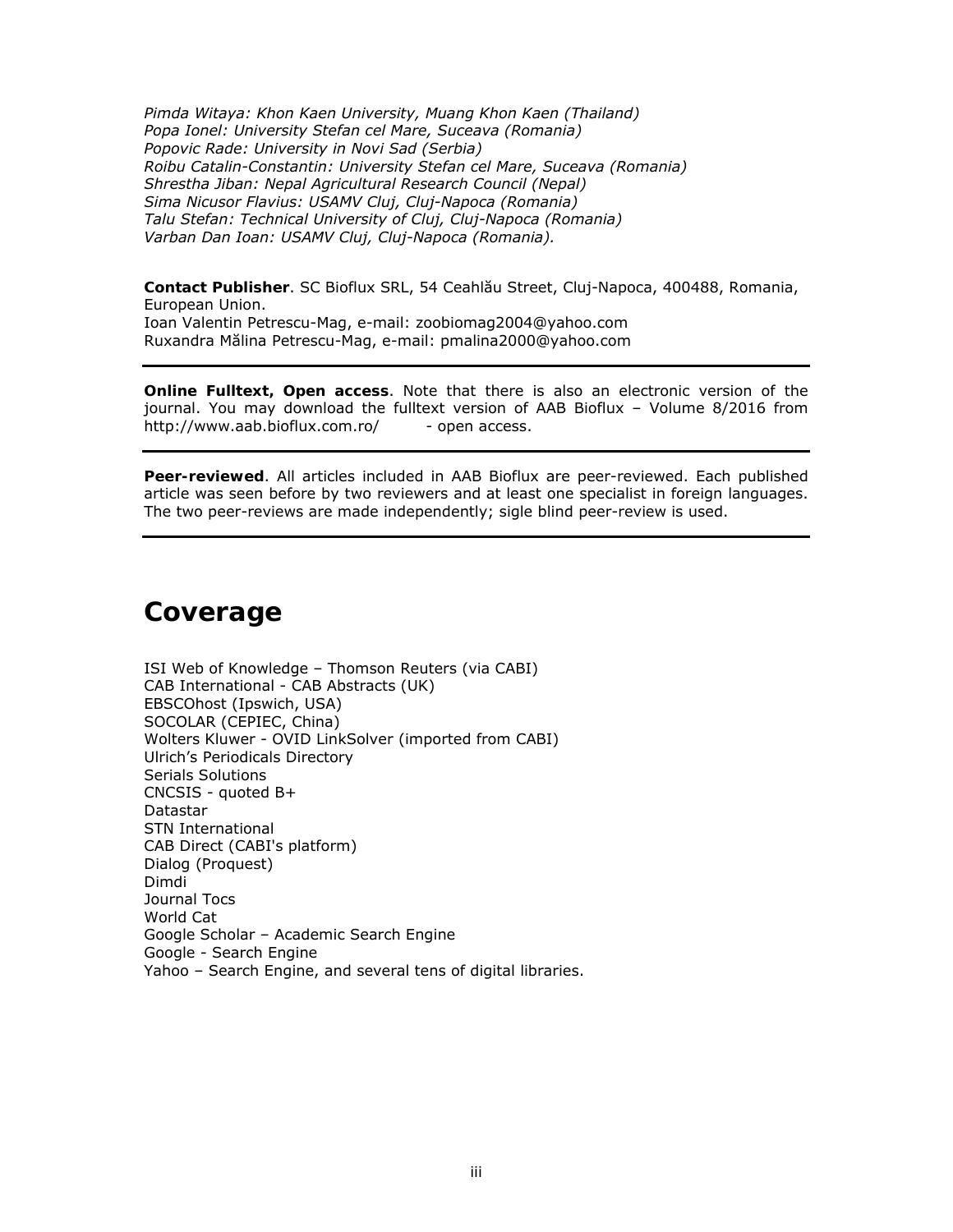*Pimda Witaya: Khon Kaen University, Muang Khon Kaen (Thailand)*
*Popa Ionel: University Stefan cel Mare, Suceava (Romania)*
*Popovic Rade: University in Novi Sad (Serbia)*
*Roibu Catalin-Constantin: University Stefan cel Mare, Suceava (Romania)*
*Shrestha Jiban: Nepal Agricultural Research Council (Nepal)*
*Sima Nicusor Flavius: USAMV Cluj, Cluj-Napoca (Romania)*
*Talu Stefan: Technical University of Cluj, Cluj-Napoca (Romania)*
*Varban Dan Ioan: USAMV Cluj, Cluj-Napoca (Romania).*

**Contact Publisher**. SC Bioflux SRL, 54 Ceahlău Street, Cluj-Napoca, 400488, Romania, European Union.
Ioan Valentin Petrescu-Mag, e-mail: zoobiomag2004@yahoo.com
Ruxandra Mălina Petrescu-Mag, e-mail: pmalina2000@yahoo.com

---

**Online Fulltext, Open access**. Note that there is also an electronic version of the journal. You may download the fulltext version of AAB Bioflux – Volume 8/2016 from http://www.aab.bioflux.com.ro/ - open access.

---

**Peer-reviewed**. All articles included in AAB Bioflux are peer-reviewed. Each published article was seen before by two reviewers and at least one specialist in foreign languages. The two peer-reviews are made independently; sigle blind peer-review is used.

---

# Coverage

ISI Web of Knowledge – Thomson Reuters (via CABI)
CAB International - CAB Abstracts (UK)
EBSCOhost (Ipswich, USA)
SOCOLAR (CEPIEC, China)
Wolters Kluwer - OVID LinkSolver (imported from CABI)
Ulrich's Periodicals Directory
Serials Solutions
CNCSIS - quoted B+
Datastar
STN International
CAB Direct (CABI's platform)
Dialog (Proquest)
Dimdi
Journal Tocs
World Cat
Google Scholar – Academic Search Engine
Google - Search Engine
Yahoo – Search Engine, and several tens of digital libraries.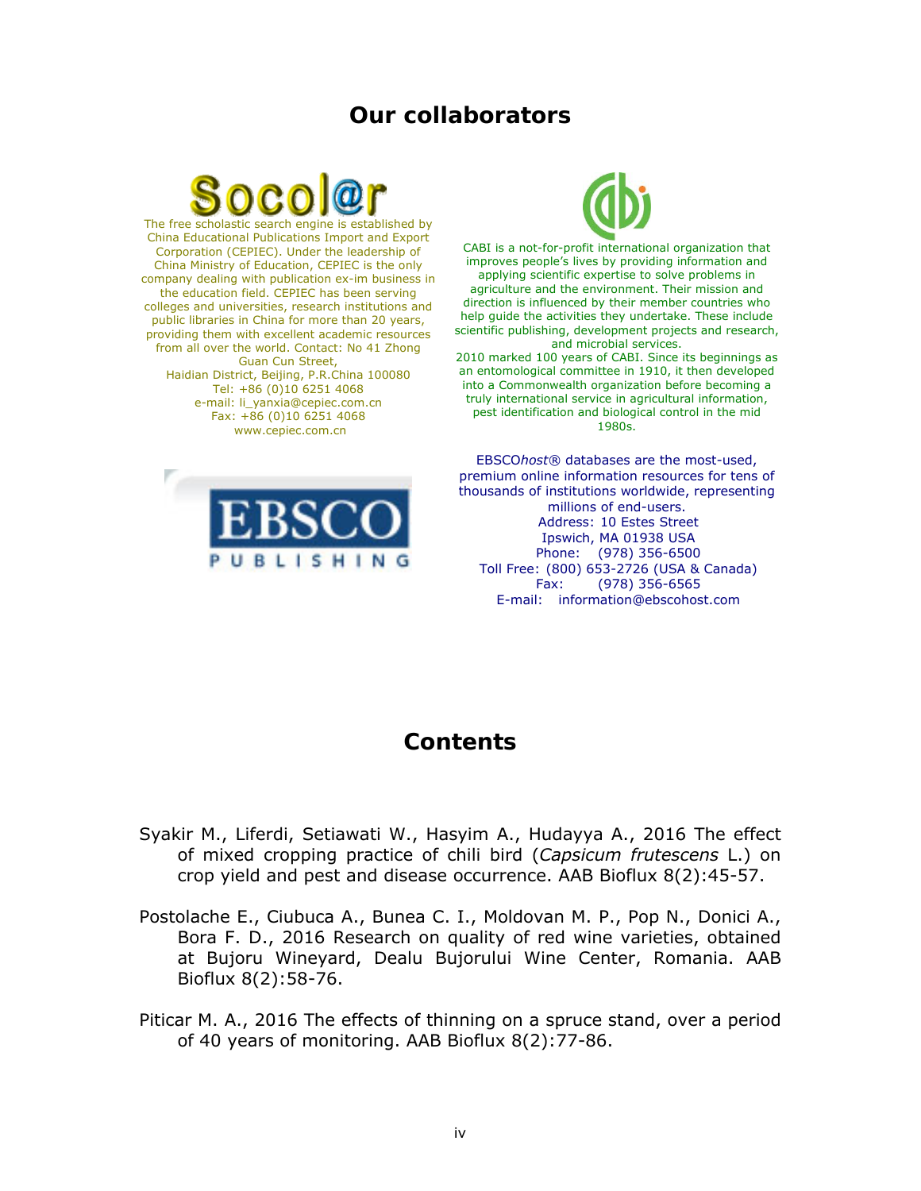## Our collaborators

Socol@r

The free scholastic search engine is established by China Educational Publications Import and Export Corporation (CEPIEC). Under the leadership of China Ministry of Education, CEPIEC is the only company dealing with publication ex-im business in the education field. CEPIEC has been serving colleges and universities, research institutions and public libraries in China for more than 20 years, providing them with excellent academic resources from all over the world. Contact: No 41 Zhong Guan Cun Street,
Haidian District, Beijing, P.R.China 100080
Tel: +86 (0)10 6251 4068
e-mail: li_yanxia@cepiec.com.cn
Fax: +86 (0)10 6251 4068
www.cepiec.com.cn

CABI is a not-for-profit international organization that improves people's lives by providing information and applying scientific expertise to solve problems in agriculture and the environment. Their mission and direction is influenced by their member countries who help guide the activities they undertake. These include scientific publishing, development projects and research, and microbial services.
2010 marked 100 years of CABI. Since its beginnings as an entomological committee in 1910, it then developed into a Commonwealth organization before becoming a truly international service in agricultural information, pest identification and biological control in the mid 1980s.

EBSCO PUBLISHING

EBSCO*host*® databases are the most-used, premium online information resources for tens of thousands of institutions worldwide, representing millions of end-users.
Address: 10 Estes Street
Ipswich, MA 01938 USA
Phone: (978) 356-6500
Toll Free: (800) 653-2726 (USA & Canada)
Fax: (978) 356-6565
E-mail: information@ebscohost.com

## Contents

Syakir M., Liferdi, Setiawati W., Hasyim A., Hudayya A., 2016 The effect of mixed cropping practice of chili bird (*Capsicum frutescens* L.) on crop yield and pest and disease occurrence. AAB Bioflux 8(2):45-57.

Postolache E., Ciubuca A., Bunea C. I., Moldovan M. P., Pop N., Donici A., Bora F. D., 2016 Research on quality of red wine varieties, obtained at Bujoru Wineyard, Dealu Bujorului Wine Center, Romania. AAB Bioflux 8(2):58-76.

Piticar M. A., 2016 The effects of thinning on a spruce stand, over a period of 40 years of monitoring. AAB Bioflux 8(2):77-86.